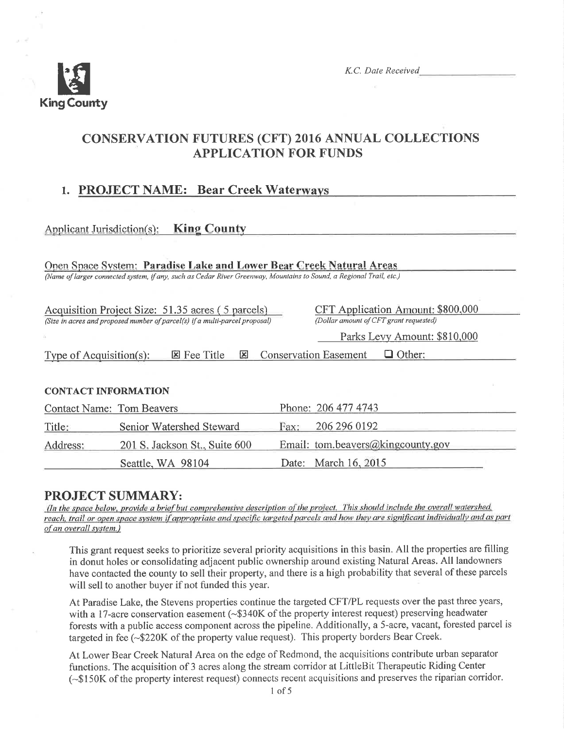King County

K.C. Date Received

# CONSERVATION FUTURES (CFT) 2016 ANNUAL COLLECTIONS APPLICATION FOR FUNDS

## 1. PROJECT NAME: Bear Creek Waterways

Applicant Jurisdiction(s): **King County**

Open Space System: **Paradise Lake and Lower Bear Creek Natural Areas**
*(Name of larger connected system, if any, such as Cedar River Greenway, Mountains to Sound, a Regional Trail, etc.)*

Acquisition Project Size: 51.35 acres ( 5 parcels)
*(Size in acres and proposed number of parcel(s) if a multi-parcel proposal)*

CFT Application Amount: $800,000
*(Dollar amount of CFT grant requested)*

Parks Levy Amount: $810,000

Type of Acquisition(s): ☒ Fee Title ☒ Conservation Easement ☐ Other:

### CONTACT INFORMATION

| | | | |
|---|---|---|---|
| Contact Name: | Tom Beavers | Phone: | 206 477 4743 |
| Title: | Senior Watershed Steward | Fax: | 206 296 0192 |
| Address: | 201 S. Jackson St., Suite 600 | Email: | tom.beavers@kingcounty.gov |
| | Seattle, WA 98104 | Date: | March 16, 2015 |

## PROJECT SUMMARY:

*(In the space below, provide a brief but comprehensive description of the project. This should include the overall watershed, reach, trail or open space system if appropriate and specific targeted parcels and how they are significant individually and as part of an overall system.)*

This grant request seeks to prioritize several priority acquisitions in this basin. All the properties are filling in donut holes or consolidating adjacent public ownership around existing Natural Areas. All landowners have contacted the county to sell their property, and there is a high probability that several of these parcels will sell to another buyer if not funded this year.

At Paradise Lake, the Stevens properties continue the targeted CFT/PL requests over the past three years, with a 17-acre conservation easement (~$340K of the property interest request) preserving headwater forests with a public access component across the pipeline. Additionally, a 5-acre, vacant, forested parcel is targeted in fee (~$220K of the property value request). This property borders Bear Creek.

At Lower Bear Creek Natural Area on the edge of Redmond, the acquisitions contribute urban separator functions. The acquisition of 3 acres along the stream corridor at LittleBit Therapeutic Riding Center (~$150K of the property interest request) connects recent acquisitions and preserves the riparian corridor.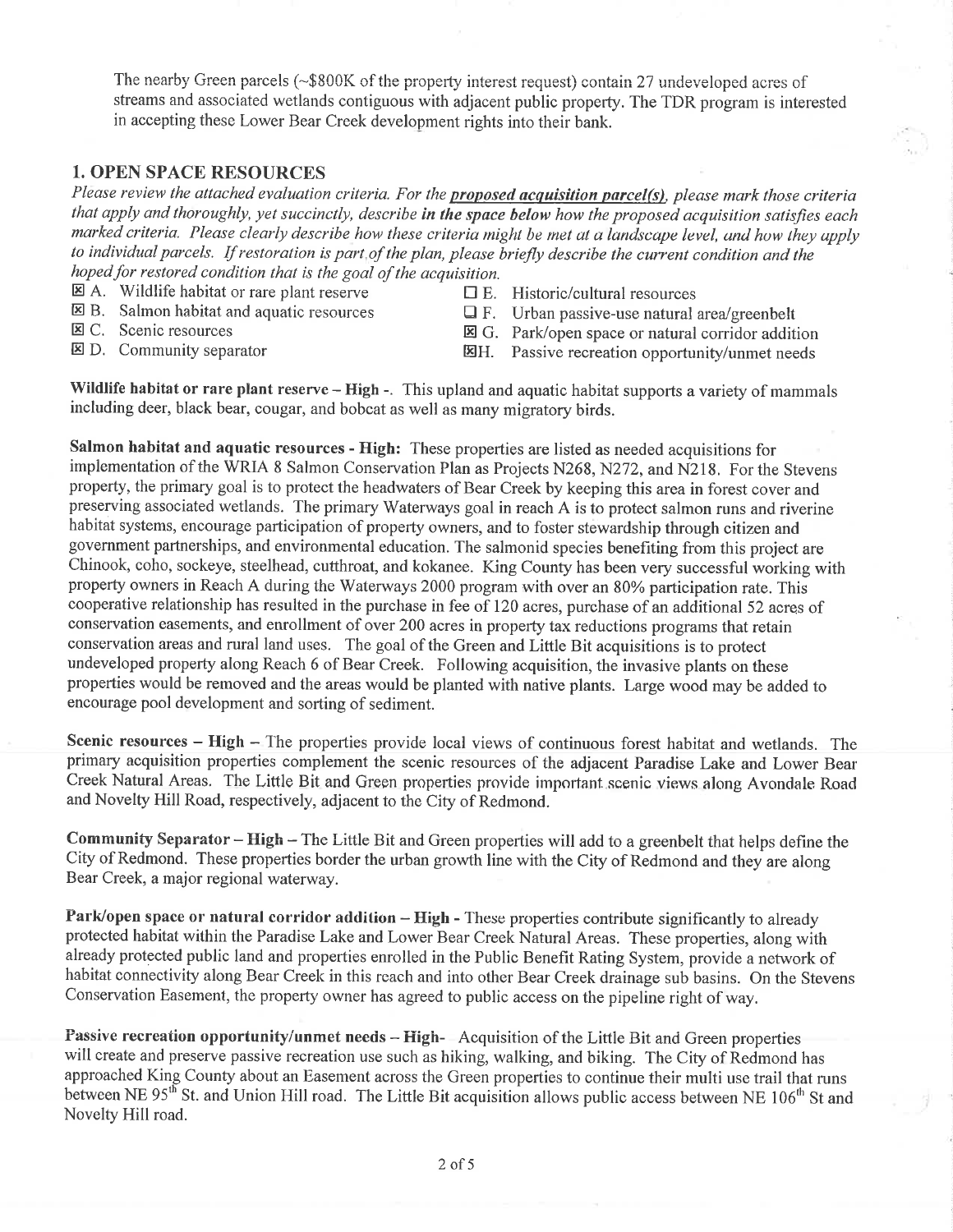The nearby Green parcels (~$800K of the property interest request) contain 27 undeveloped acres of streams and associated wetlands contiguous with adjacent public property. The TDR program is interested in accepting these Lower Bear Creek development rights into their bank.

## 1. OPEN SPACE RESOURCES

*Please review the attached evaluation criteria. For the **proposed acquisition parcel(s)**, please mark those criteria that apply and thoroughly, yet succinctly, describe **in the space below** how the proposed acquisition satisfies each marked criteria. Please clearly describe how these criteria might be met at a landscape level, and how they apply to individual parcels. If restoration is part of the plan, please briefly describe the current condition and the hoped for restored condition that is the goal of the acquisition.*

- ☒ A. Wildlife habitat or rare plant reserve
- ☒ B. Salmon habitat and aquatic resources
- ☒ C. Scenic resources
- ☒ D. Community separator
- ☐ E. Historic/cultural resources
- ☐ F. Urban passive-use natural area/greenbelt
- ☒ G. Park/open space or natural corridor addition
- ☒ H. Passive recreation opportunity/unmet needs

**Wildlife habitat or rare plant reserve – High -**. This upland and aquatic habitat supports a variety of mammals including deer, black bear, cougar, and bobcat as well as many migratory birds.

**Salmon habitat and aquatic resources - High:** These properties are listed as needed acquisitions for implementation of the WRIA 8 Salmon Conservation Plan as Projects N268, N272, and N218. For the Stevens property, the primary goal is to protect the headwaters of Bear Creek by keeping this area in forest cover and preserving associated wetlands. The primary Waterways goal in reach A is to protect salmon runs and riverine habitat systems, encourage participation of property owners, and to foster stewardship through citizen and government partnerships, and environmental education. The salmonid species benefiting from this project are Chinook, coho, sockeye, steelhead, cutthroat, and kokanee. King County has been very successful working with property owners in Reach A during the Waterways 2000 program with over an 80% participation rate. This cooperative relationship has resulted in the purchase in fee of 120 acres, purchase of an additional 52 acres of conservation easements, and enrollment of over 200 acres in property tax reductions programs that retain conservation areas and rural land uses. The goal of the Green and Little Bit acquisitions is to protect undeveloped property along Reach 6 of Bear Creek. Following acquisition, the invasive plants on these properties would be removed and the areas would be planted with native plants. Large wood may be added to encourage pool development and sorting of sediment.

**Scenic resources – High –** The properties provide local views of continuous forest habitat and wetlands. The primary acquisition properties complement the scenic resources of the adjacent Paradise Lake and Lower Bear Creek Natural Areas. The Little Bit and Green properties provide important scenic views along Avondale Road and Novelty Hill Road, respectively, adjacent to the City of Redmond.

**Community Separator – High –** The Little Bit and Green properties will add to a greenbelt that helps define the City of Redmond. These properties border the urban growth line with the City of Redmond and they are along Bear Creek, a major regional waterway.

**Park/open space or natural corridor addition – High -** These properties contribute significantly to already protected habitat within the Paradise Lake and Lower Bear Creek Natural Areas. These properties, along with already protected public land and properties enrolled in the Public Benefit Rating System, provide a network of habitat connectivity along Bear Creek in this reach and into other Bear Creek drainage sub basins. On the Stevens Conservation Easement, the property owner has agreed to public access on the pipeline right of way.

**Passive recreation opportunity/unmet needs – High-** Acquisition of the Little Bit and Green properties will create and preserve passive recreation use such as hiking, walking, and biking. The City of Redmond has approached King County about an Easement across the Green properties to continue their multi use trail that runs between NE 95th St. and Union Hill road. The Little Bit acquisition allows public access between NE 106th St and Novelty Hill road.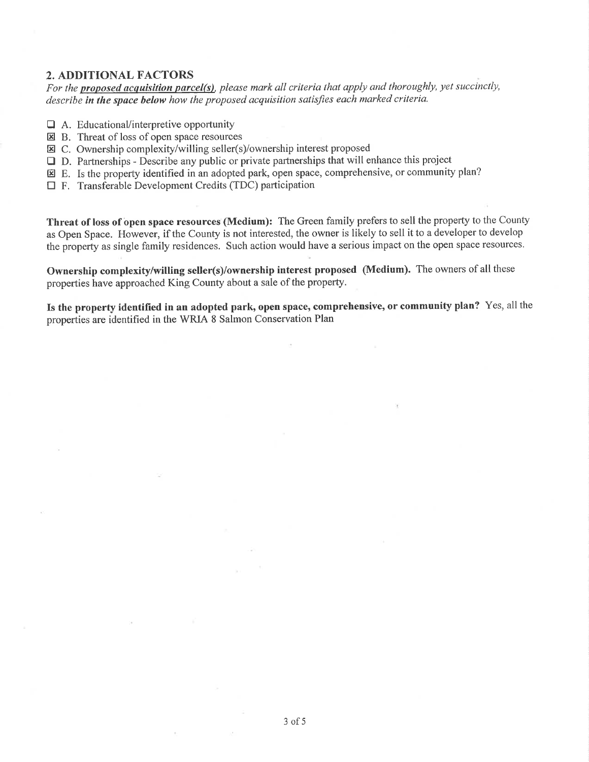## 2. ADDITIONAL FACTORS

*For the **proposed acquisition parcel(s)**, please mark all criteria that apply and thoroughly, yet succinctly, describe **in the space below** how the proposed acquisition satisfies each marked criteria.*

- ☐ A. Educational/interpretive opportunity
- ☒ B. Threat of loss of open space resources
- ☒ C. Ownership complexity/willing seller(s)/ownership interest proposed
- ☐ D. Partnerships - Describe any public or private partnerships that will enhance this project
- ☒ E. Is the property identified in an adopted park, open space, comprehensive, or community plan?
- ☐ F. Transferable Development Credits (TDC) participation

**Threat of loss of open space resources (Medium):** The Green family prefers to sell the property to the County as Open Space. However, if the County is not interested, the owner is likely to sell it to a developer to develop the property as single family residences. Such action would have a serious impact on the open space resources.

**Ownership complexity/willing seller(s)/ownership interest proposed (Medium).** The owners of all these properties have approached King County about a sale of the property.

**Is the property identified in an adopted park, open space, comprehensive, or community plan?** Yes, all the properties are identified in the WRIA 8 Salmon Conservation Plan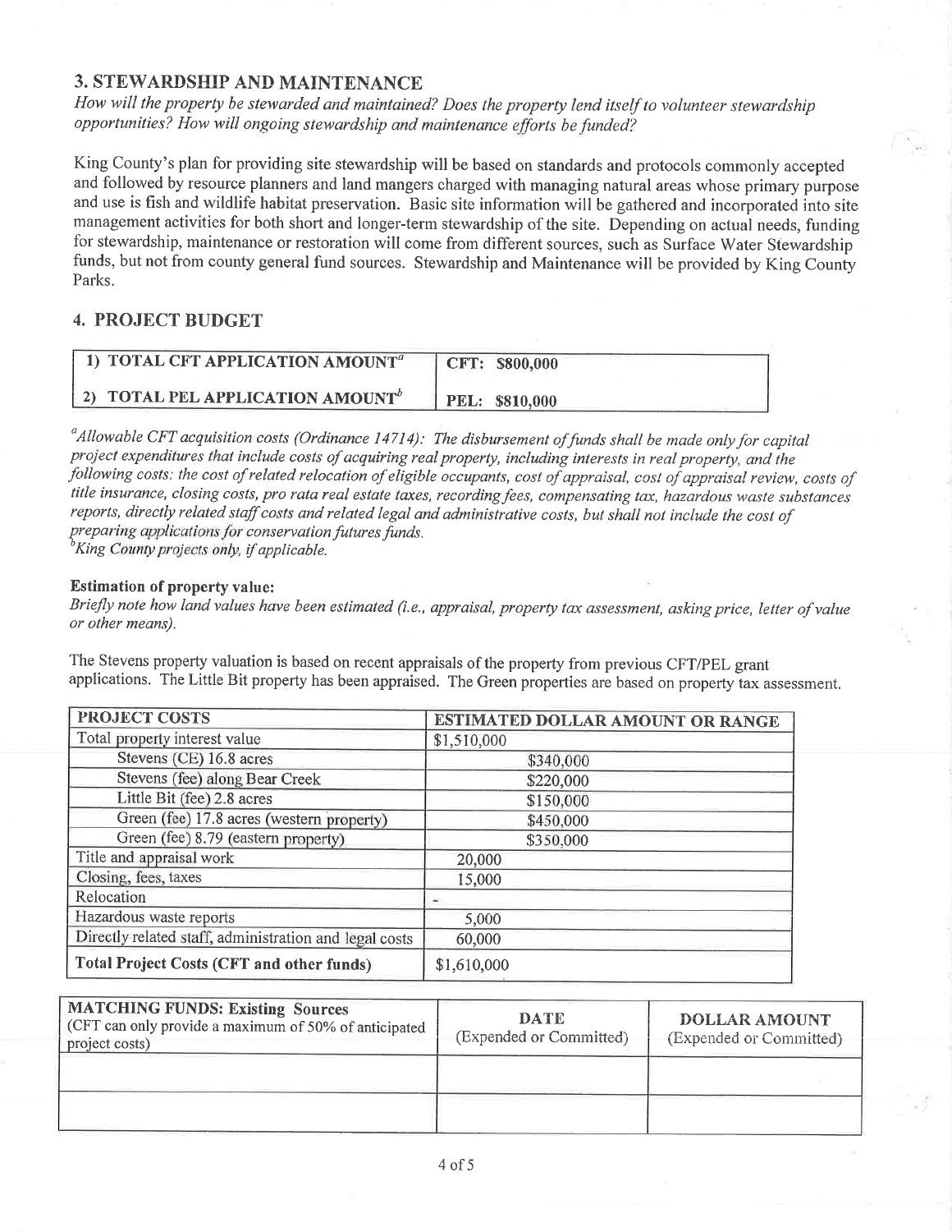## 3. STEWARDSHIP AND MAINTENANCE

*How will the property be stewarded and maintained? Does the property lend itself to volunteer stewardship opportunities? How will ongoing stewardship and maintenance efforts be funded?*

King County's plan for providing site stewardship will be based on standards and protocols commonly accepted and followed by resource planners and land mangers charged with managing natural areas whose primary purpose and use is fish and wildlife habitat preservation. Basic site information will be gathered and incorporated into site management activities for both short and longer-term stewardship of the site. Depending on actual needs, funding for stewardship, maintenance or restoration will come from different sources, such as Surface Water Stewardship funds, but not from county general fund sources. Stewardship and Maintenance will be provided by King County Parks.

## 4. PROJECT BUDGET

| | |
|---|---|
| **1) TOTAL CFT APPLICATION AMOUNT[a]** | **CFT: $800,000** |
| **2) TOTAL PEL APPLICATION AMOUNT[b]** | **PEL: $810,000** |

*[a]Allowable CFT acquisition costs (Ordinance 14714): The disbursement of funds shall be made only for capital project expenditures that include costs of acquiring real property, including interests in real property, and the following costs: the cost of related relocation of eligible occupants, cost of appraisal, cost of appraisal review, costs of title insurance, closing costs, pro rata real estate taxes, recording fees, compensating tax, hazardous waste substances reports, directly related staff costs and related legal and administrative costs, but shall not include the cost of preparing applications for conservation futures funds.*
*[b]King County projects only, if applicable.*

**Estimation of property value:**

*Briefly note how land values have been estimated (i.e., appraisal, property tax assessment, asking price, letter of value or other means).*

The Stevens property valuation is based on recent appraisals of the property from previous CFT/PEL grant applications. The Little Bit property has been appraised. The Green properties are based on property tax assessment.

| PROJECT COSTS | ESTIMATED DOLLAR AMOUNT OR RANGE |
|---|---|
| Total property interest value | $1,510,000 |
| Stevens (CE) 16.8 acres | $340,000 |
| Stevens (fee) along Bear Creek | $220,000 |
| Little Bit (fee) 2.8 acres | $150,000 |
| Green (fee) 17.8 acres (western property) | $450,000 |
| Green (fee) 8.79 (eastern property) | $350,000 |
| Title and appraisal work | 20,000 |
| Closing, fees, taxes | 15,000 |
| Relocation | - |
| Hazardous waste reports | 5,000 |
| Directly related staff, administration and legal costs | 60,000 |
| **Total Project Costs (CFT and other funds)** | $1,610,000 |

| **MATCHING FUNDS: Existing Sources** (CFT can only provide a maximum of 50% of anticipated project costs) | **DATE** (Expended or Committed) | **DOLLAR AMOUNT** (Expended or Committed) |
|---|---|---|
| | | |
| | | |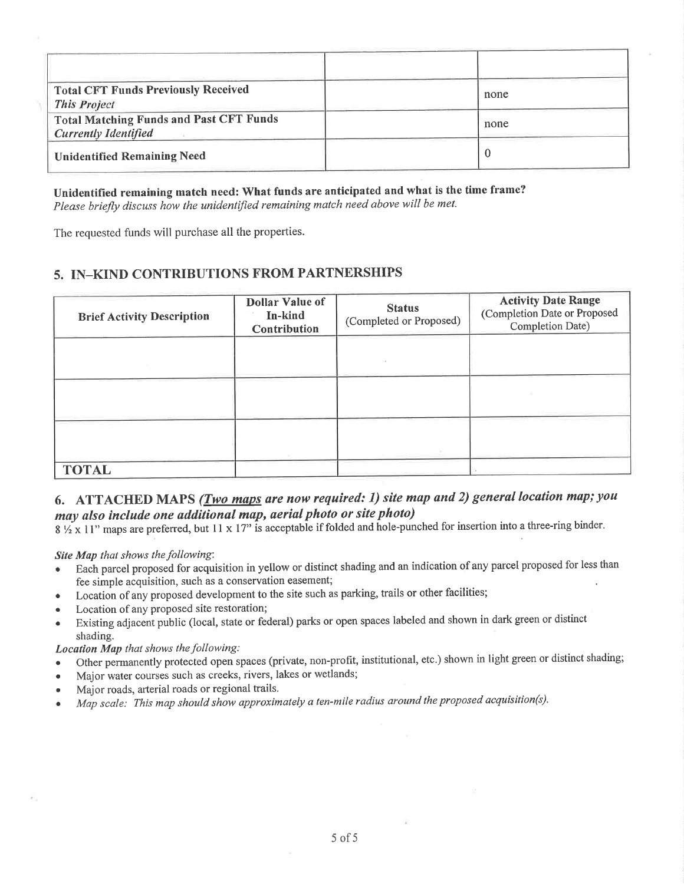| | | |
|---|---|---|
| | | |
| **Total CFT Funds Previously Received** *This Project* | | none |
| **Total Matching Funds and Past CFT Funds** *Currently Identified* | | none |
| **Unidentified Remaining Need** | | 0 |

**Unidentified remaining match need: What funds are anticipated and what is the time frame?**
*Please briefly discuss how the unidentified remaining match need above will be met.*

The requested funds will purchase all the properties.

## 5. IN–KIND CONTRIBUTIONS FROM PARTNERSHIPS

| Brief Activity Description | Dollar Value of In-kind Contribution | Status (Completed or Proposed) | Activity Date Range (Completion Date or Proposed Completion Date) |
|---|---|---|---|
| | | | |
| | | | |
| | | | |
| **TOTAL** | | | |

## 6. ATTACHED MAPS *(Two maps are now required: 1) site map and 2) general location map; you may also include one additional map, aerial photo or site photo)*

8 ½ x 11" maps are preferred, but 11 x 17" is acceptable if folded and hole-punched for insertion into a three-ring binder.

***Site Map** that shows the following*:

- Each parcel proposed for acquisition in yellow or distinct shading and an indication of any parcel proposed for less than fee simple acquisition, such as a conservation easement;
- Location of any proposed development to the site such as parking, trails or other facilities;
- Location of any proposed site restoration;
- Existing adjacent public (local, state or federal) parks or open spaces labeled and shown in dark green or distinct shading.

***Location Map** that shows the following:*

- Other permanently protected open spaces (private, non-profit, institutional, etc.) shown in light green or distinct shading;
- Major water courses such as creeks, rivers, lakes or wetlands;
- Major roads, arterial roads or regional trails.
- *Map scale: This map should show approximately a ten-mile radius around the proposed acquisition(s).*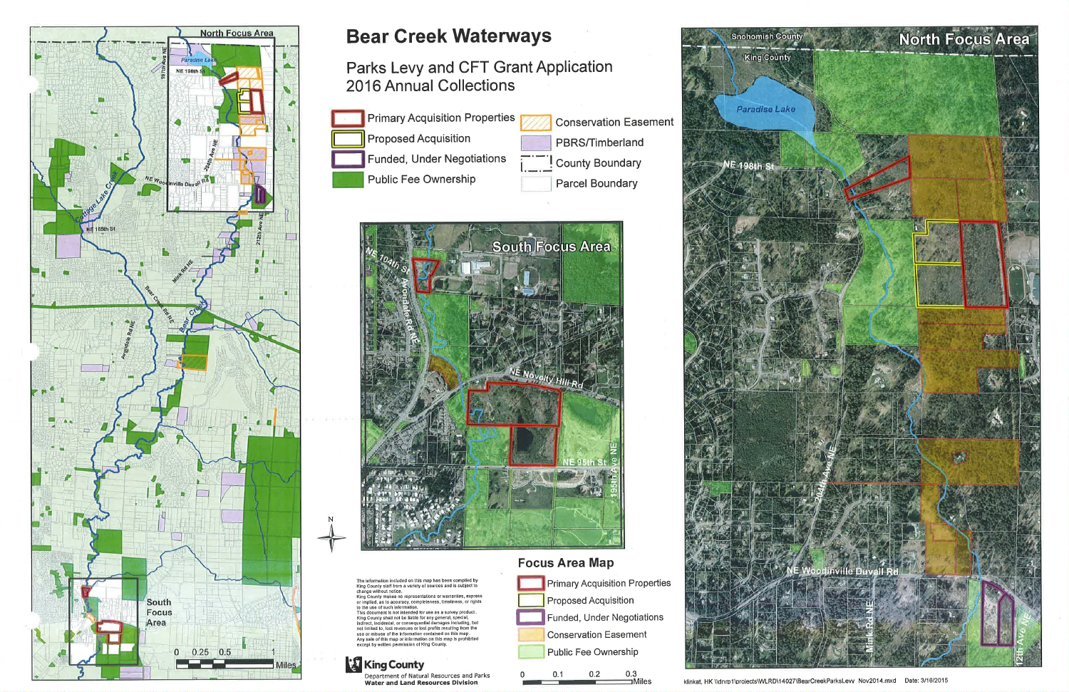# Bear Creek Waterways

## Parks Levy and CFT Grant Application
## 2016 Annual Collections

- Primary Acquisition Properties
- Proposed Acquisition
- Funded, Under Negotiations
- Public Fee Ownership
- Conservation Easement
- PBRS/Timberland
- County Boundary
- Parcel Boundary

North Focus Area

Paradise Lake

NE 198th St

197th Ave NE

204th Ave NE

NE Woodinville Duvall Rd

Cottage Lake Creek

NE 165th St

212th Ave NE

Mink Rd NE

Bear Creek Rd NE

Bear Creek

Avondale Rd NE

South Focus Area

0 0.25 0.5 1 Miles

South Focus Area

NE 104th St

Avondale Rd NE

NE Novelty Hill Rd

NE 95th St

196th Ave NE

N

## Focus Area Map

- Primary Acquisition Properties
- Proposed Acquisition
- Funded, Under Negotiations
- Conservation Easement
- Public Fee Ownership

0 0.1 0.2 0.3 Miles

The information included on this map has been compiled by King County staff from a variety of sources and is subject to change without notice. King County makes no representations or warranties, express or implied, as to accuracy, completeness, timeliness, or rights to the use of such information. This document is not intended for use as a survey product. King County shall not be liable for any general, special, indirect, incidental, or consequential damages including, but not limited to, lost revenues or lost profits resulting from the use or misuse of the information contained on this map. Any sale of this map or information on this map is prohibited except by written permission of King County.

King County

Department of Natural Resources and Parks
Water and Land Resources Division

North Focus Area

Snohomish County

King County

Paradise Lake

NE 198th St

202th Ave NE

NE Woodinville Duvall Rd

Mink Rd NE

212th Ave NE

klinkat, HK \\dnrp1\projects\WLRD\14027\BearCreekParksLevy Nov2014.mxd Date: 3/16/2015